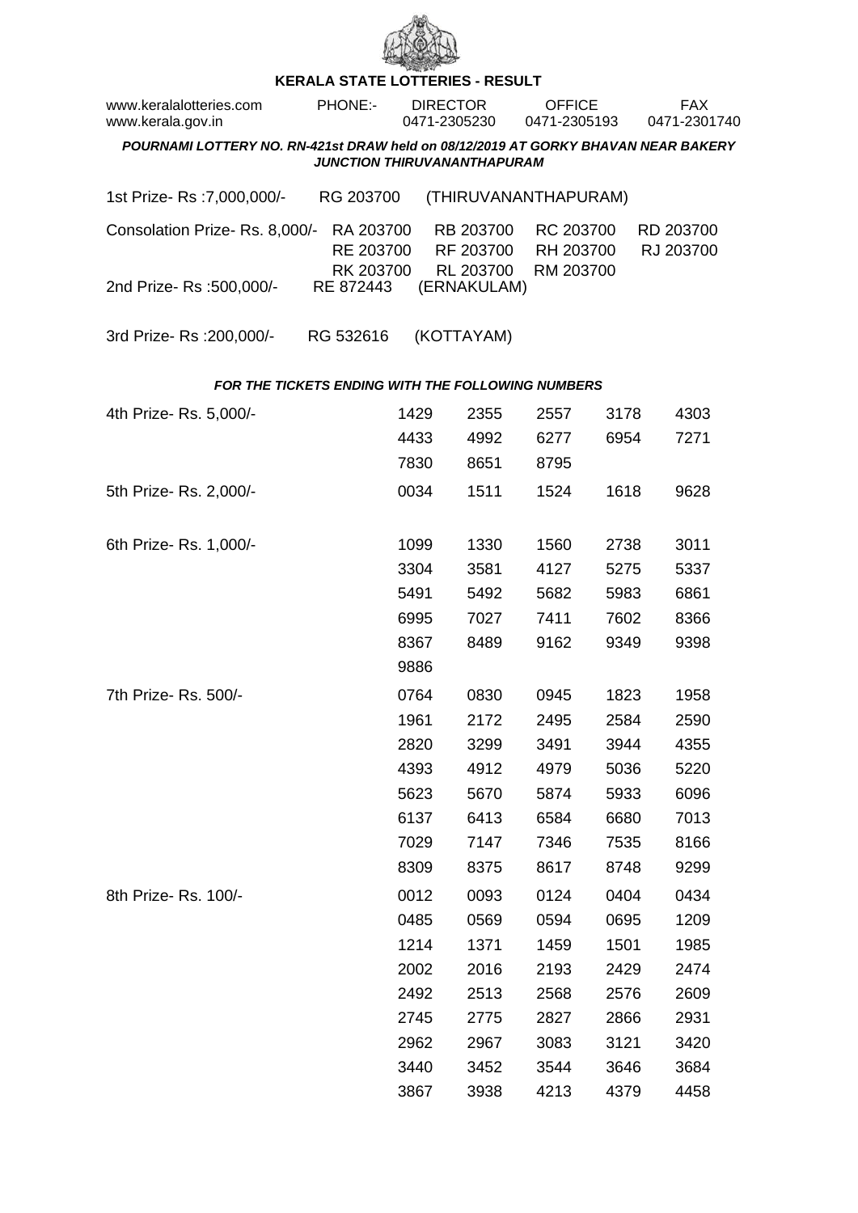# KERALA STATE LOTTERIES - RESULT

| www.keralalotteries.com | PHONE:- | DIRECTOR | OFFICE | FAX |
|---|---|---|---|---|
| www.kerala.gov.in | | 0471-2305230 | 0471-2305193 | 0471-2301740 |

***POURNAMI LOTTERY NO. RN-421st DRAW held on 08/12/2019 AT GORKY BHAVAN NEAR BAKERY JUNCTION THIRUVANANTHAPURAM***

1st Prize- Rs :7,000,000/- RG 203700 (THIRUVANANTHAPURAM)

Consolation Prize- Rs. 8,000/- RA 203700 RB 203700 RC 203700 RD 203700 RE 203700 RF 203700 RH 203700 RJ 203700 RK 203700 RL 203700 RM 203700

2nd Prize- Rs :500,000/- RE 872443 (ERNAKULAM)

3rd Prize- Rs :200,000/- RG 532616 (KOTTAYAM)

***FOR THE TICKETS ENDING WITH THE FOLLOWING NUMBERS***

4th Prize- Rs. 5,000/-

1429 2355 2557 3178 4303 4433 4992 6277 6954 7271 7830 8651 8795

5th Prize- Rs. 2,000/-

0034 1511 1524 1618 9628

6th Prize- Rs. 1,000/-

1099 1330 1560 2738 3011 3304 3581 4127 5275 5337 5491 5492 5682 5983 6861 6995 7027 7411 7602 8366 8367 8489 9162 9349 9398 9886

7th Prize- Rs. 500/-

0764 0830 0945 1823 1958 1961 2172 2495 2584 2590 2820 3299 3491 3944 4355 4393 4912 4979 5036 5220 5623 5670 5874 5933 6096 6137 6413 6584 6680 7013 7029 7147 7346 7535 8166 8309 8375 8617 8748 9299

8th Prize- Rs. 100/-

0012 0093 0124 0404 0434 0485 0569 0594 0695 1209 1214 1371 1459 1501 1985 2002 2016 2193 2429 2474 2492 2513 2568 2576 2609 2745 2775 2827 2866 2931 2962 2967 3083 3121 3420 3440 3452 3544 3646 3684 3867 3938 4213 4379 4458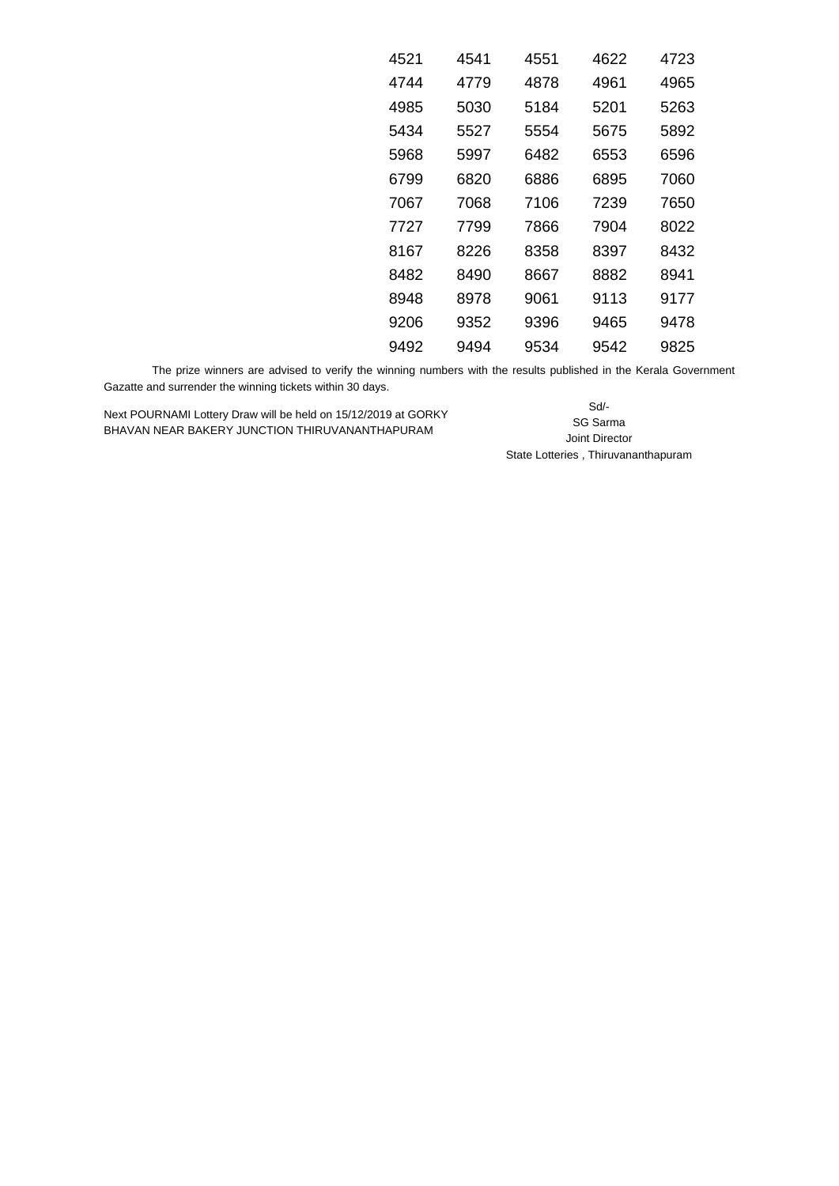| | | | | |
|---|---|---|---|---|
| 4521 | 4541 | 4551 | 4622 | 4723 |
| 4744 | 4779 | 4878 | 4961 | 4965 |
| 4985 | 5030 | 5184 | 5201 | 5263 |
| 5434 | 5527 | 5554 | 5675 | 5892 |
| 5968 | 5997 | 6482 | 6553 | 6596 |
| 6799 | 6820 | 6886 | 6895 | 7060 |
| 7067 | 7068 | 7106 | 7239 | 7650 |
| 7727 | 7799 | 7866 | 7904 | 8022 |
| 8167 | 8226 | 8358 | 8397 | 8432 |
| 8482 | 8490 | 8667 | 8882 | 8941 |
| 8948 | 8978 | 9061 | 9113 | 9177 |
| 9206 | 9352 | 9396 | 9465 | 9478 |
| 9492 | 9494 | 9534 | 9542 | 9825 |

The prize winners are advised to verify the winning numbers with the results published in the Kerala Government Gazatte and surrender the winning tickets within 30 days.

Next POURNAMI Lottery Draw will be held on 15/12/2019 at GORKY BHAVAN NEAR BAKERY JUNCTION THIRUVANANTHAPURAM

Sd/-
SG Sarma
Joint Director
State Lotteries , Thiruvananthapuram